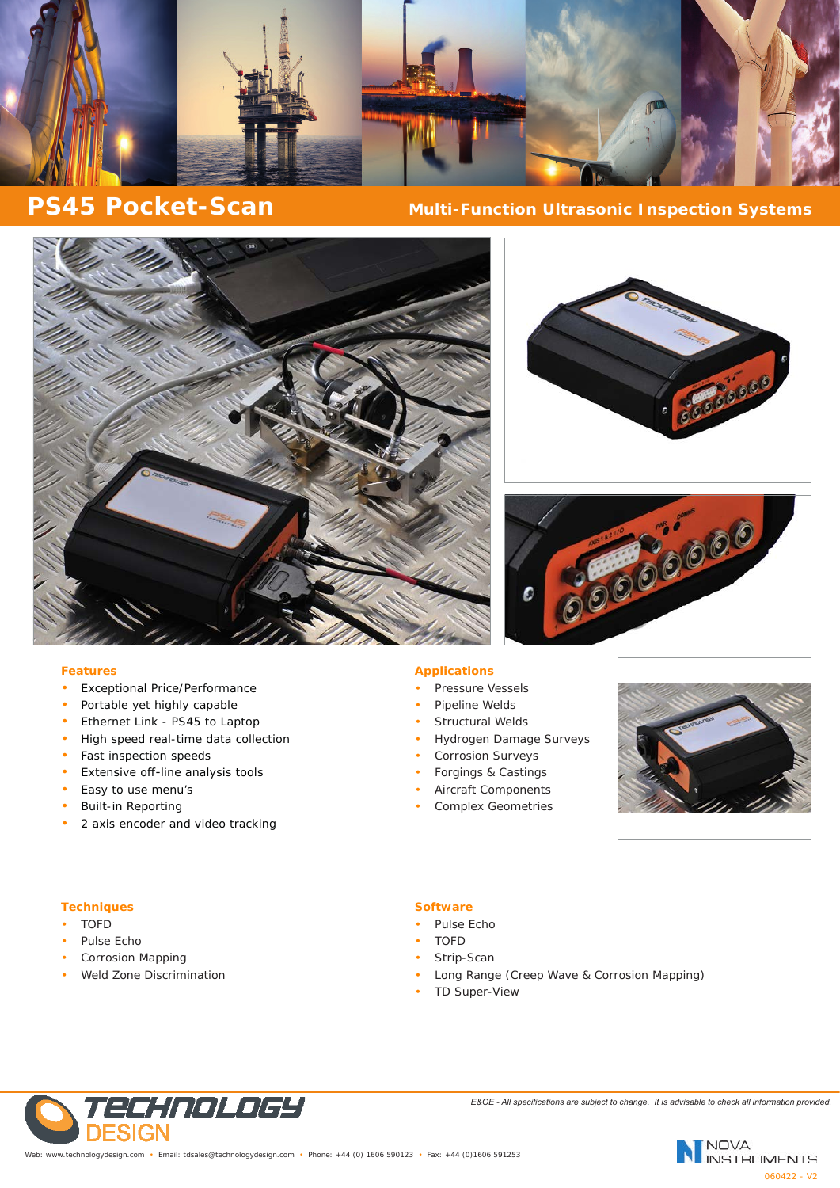# PS45 Pocket-Scan

## Multi-Function Ultrasonic Inspection Systems

### Features

- Exceptional Price/Performance
- Portable yet highly capable
- Ethernet Link - PS45 to Laptop
- High speed real-time data collection
- Fast inspection speeds
- Extensive off-line analysis tools
- Easy to use menu's
- Built-in Reporting
- 2 axis encoder and video tracking

### Applications

- Pressure Vessels
- Pipeline Welds
- Structural Welds
- Hydrogen Damage Surveys
- Corrosion Surveys
- Forgings & Castings
- Aircraft Components
- Complex Geometries

### Techniques

- TOFD
- Pulse Echo
- Corrosion Mapping
- Weld Zone Discrimination

### Software

- Pulse Echo
- TOFD
- Strip-Scan
- Long Range (Creep Wave & Corrosion Mapping)
- TD Super-View

*E&OE - All specifications are subject to change. It is advisable to check all information provided.*

TECHNOLOGY DESIGN

Web: www.technologydesign.com • Email: tdsales@technologydesign.com • Phone: +44 (0) 1606 590123 • Fax: +44 (0)1606 591253

NOVA INSTRUMENTS

060422 - V2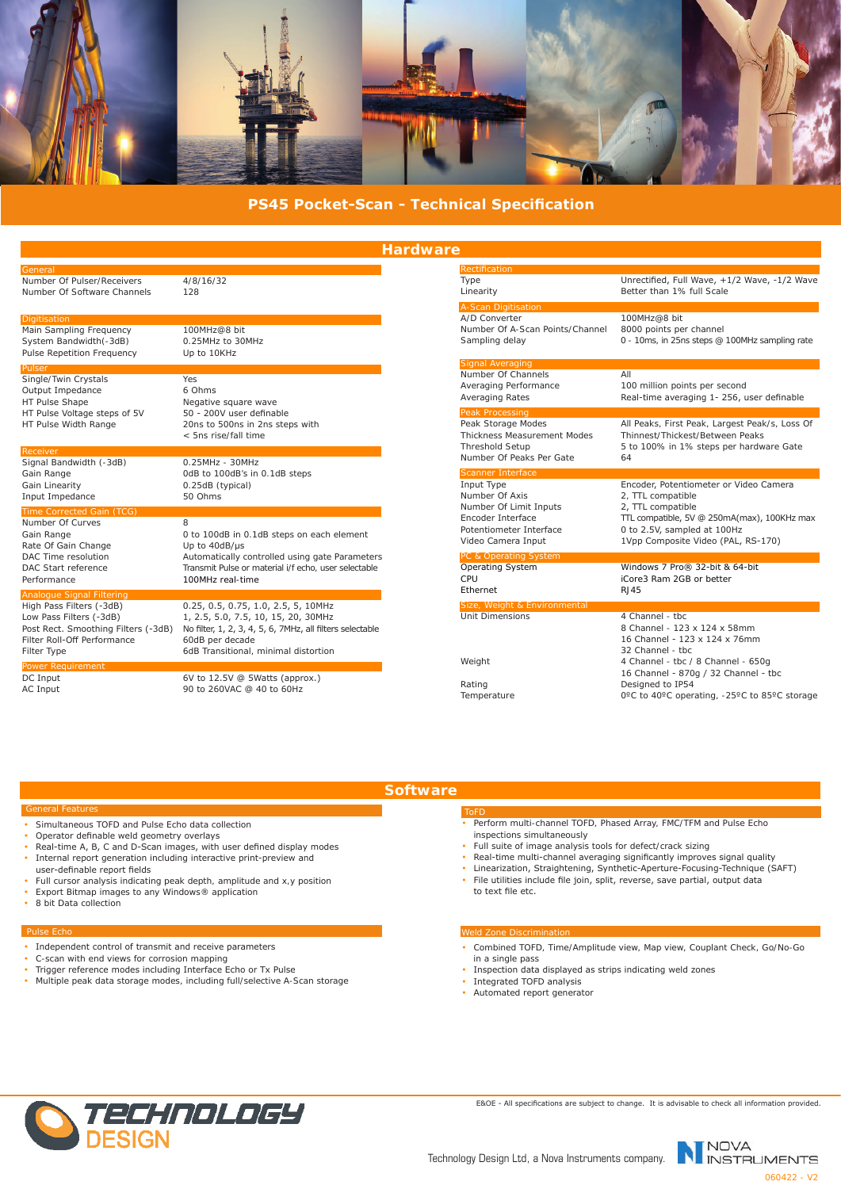# PS45 Pocket-Scan - Technical Specification

## Hardware

### General

| | |
|---|---|
| Number Of Pulser/Receivers | 4/8/16/32 |
| Number Of Software Channels | 128 |

### Digitisation

| | |
|---|---|
| Main Sampling Frequency | 100MHz@8 bit |
| System Bandwidth(-3dB) | 0.25MHz to 30MHz |
| Pulse Repetition Frequency | Up to 10KHz |

### Pulser

| | |
|---|---|
| Single/Twin Crystals | Yes |
| Output Impedance | 6 Ohms |
| HT Pulse Shape | Negative square wave |
| HT Pulse Voltage steps of 5V | 50 - 200V user definable |
| HT Pulse Width Range | 20ns to 500ns in 2ns steps with < 5ns rise/fall time |

### Receiver

| | |
|---|---|
| Signal Bandwidth (-3dB) | 0.25MHz - 30MHz |
| Gain Range | 0dB to 100dB's in 0.1dB steps |
| Gain Linearity | 0.25dB (typical) |
| Input Impedance | 50 Ohms |

### Time Corrected Gain (TCG)

| | |
|---|---|
| Number Of Curves | 8 |
| Gain Range | 0 to 100dB in 0.1dB steps on each element |
| Rate Of Gain Change | Up to 40dB/µs |
| DAC Time resolution | Automatically controlled using gate Parameters |
| DAC Start reference | Transmit Pulse or material i/f echo, user selectable |
| Performance | 100MHz real-time |

### Analogue Signal Filtering

| | |
|---|---|
| High Pass Filters (-3dB) | 0.25, 0.5, 0.75, 1.0, 2.5, 5, 10MHz |
| Low Pass Filters (-3dB) | 1, 2.5, 5.0, 7.5, 10, 15, 20, 30MHz |
| Post Rect. Smoothing Filters (-3dB) | No filter, 1, 2, 3, 4, 5, 6, 7MHz, all filters selectable |
| Filter Roll-Off Performance | 60dB per decade |
| Filter Type | 6dB Transitional, minimal distortion |

### Power Requirement

| | |
|---|---|
| DC Input | 6V to 12.5V @ 5Watts (approx.) |
| AC Input | 90 to 260VAC @ 40 to 60Hz |

### Rectification

| | |
|---|---|
| Type | Unrectified, Full Wave, +1/2 Wave, -1/2 Wave |
| Linearity | Better than 1% full Scale |

### A-Scan Digitisation

| | |
|---|---|
| A/D Converter | 100MHz@8 bit |
| Number Of A-Scan Points/Channel | 8000 points per channel |
| Sampling delay | 0 - 10ms, in 25ns steps @ 100MHz sampling rate |

### Signal Averaging

| | |
|---|---|
| Number Of Channels | All |
| Averaging Performance | 100 million points per second |
| Averaging Rates | Real-time averaging 1- 256, user definable |

### Peak Processing

| | |
|---|---|
| Peak Storage Modes | All Peaks, First Peak, Largest Peak/s, Loss Of |
| Thickness Measurement Modes | Thinnest/Thickest/Between Peaks |
| Threshold Setup | 5 to 100% in 1% steps per hardware Gate |
| Number Of Peaks Per Gate | 64 |

### Scanner Interface

| | |
|---|---|
| Input Type | Encoder, Potentiometer or Video Camera |
| Number Of Axis | 2, TTL compatible |
| Number Of Limit Inputs | 2, TTL compatible |
| Encoder Interface | TTL compatible, 5V @ 250mA(max), 100KHz max |
| Potentiometer Interface | 0 to 2.5V, sampled at 100Hz |
| Video Camera Input | 1Vpp Composite Video (PAL, RS-170) |

### PC & Operating System

| | |
|---|---|
| Operating System | Windows 7 Pro® 32-bit & 64-bit |
| CPU | iCore3 Ram 2GB or better |
| Ethernet | RJ45 |

### Size, Weight & Environmental

| | |
|---|---|
| Unit Dimensions | 4 Channel - tbc<br>8 Channel - 123 x 124 x 58mm<br>16 Channel - 123 x 124 x 76mm<br>32 Channel - tbc |
| Weight | 4 Channel - tbc / 8 Channel - 650g<br>16 Channel - 870g / 32 Channel - tbc |
| Rating | Designed to IP54 |
| Temperature | 0ºC to 40ºC operating, -25ºC to 85ºC storage |

## Software

### General Features

- Simultaneous TOFD and Pulse Echo data collection
- Operator definable weld geometry overlays
- Real-time A, B, C and D-Scan images, with user defined display modes
- Internal report generation including interactive print-preview and user-definable report fields
- Full cursor analysis indicating peak depth, amplitude and x,y position
- Export Bitmap images to any Windows® application
- 8 bit Data collection

### Pulse Echo

- Independent control of transmit and receive parameters
- C-scan with end views for corrosion mapping
- Trigger reference modes including Interface Echo or Tx Pulse
- Multiple peak data storage modes, including full/selective A-Scan storage

### ToFD

- Perform multi-channel TOFD, Phased Array, FMC/TFM and Pulse Echo inspections simultaneously
- Full suite of image analysis tools for defect/crack sizing
- Real-time multi-channel averaging significantly improves signal quality
- Linearization, Synthetic-Aperture-Focusing-Technique (SAFT)
- File utilities include file join, split, reverse, save partial, output data to text file etc.

### Weld Zone Discrimination

- Combined TOFD, Time/Amplitude view, Map view, Couplant Check, Go/No-Go in a single pass
- Inspection data displayed as strips indicating weld zones
- Integrated TOFD analysis
- Automated report generator

E&OE - All specifications are subject to change. It is advisable to check all information provided.

TECHNOLOGY DESIGN

Technology Design Ltd, a Nova Instruments company.

NOVA INSTRUMENTS

060422 - V2